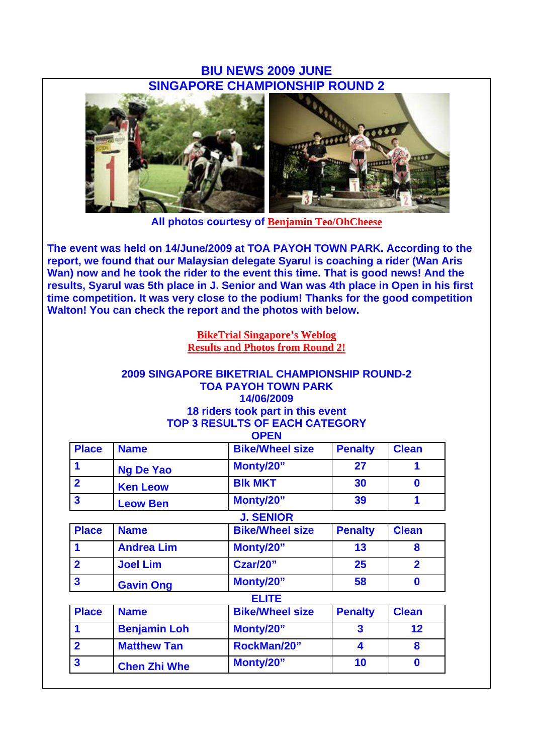# BIU NEWS 2009 JUNE

## SINGAPORE CHAMPIONSHIP ROUND 2

All photos courtesy of Benjamin Teo/OhCheese

**The event was held on 14/June/2009 at TOA PAYOH TOWN PARK. According to the report, we found that our Malaysian delegate Syarul is coaching a rider (Wan Aris Wan) now and he took the rider to the event this time. That is good news! And the results, Syarul was 5th place in J. Senior and Wan was 4th place in Open in his first time competition. It was very close to the podium! Thanks for the good competition Walton! You can check the report and the photos with below.**

BikeTrial Singapore's Weblog
Results and Photos from Round 2!

### 2009 SINGAPORE BIKETRIAL CHAMPIONSHIP ROUND-2
### TOA PAYOH TOWN PARK
### 14/06/2009
### 18 riders took part in this event
### TOP 3 RESULTS OF EACH CATEGORY

**OPEN**

| Place | Name | Bike/Wheel size | Penalty | Clean |
|---|---|---|---|---|
| 1 | Ng De Yao | Monty/20" | 27 | 1 |
| 2 | Ken Leow | Blk MKT | 30 | 0 |
| 3 | Leow Ben | Monty/20" | 39 | 1 |

**J. SENIOR**

| Place | Name | Bike/Wheel size | Penalty | Clean |
|---|---|---|---|---|
| 1 | Andrea Lim | Monty/20" | 13 | 8 |
| 2 | Joel Lim | Czar/20" | 25 | 2 |
| 3 | Gavin Ong | Monty/20" | 58 | 0 |

**ELITE**

| Place | Name | Bike/Wheel size | Penalty | Clean |
|---|---|---|---|---|
| 1 | Benjamin Loh | Monty/20" | 3 | 12 |
| 2 | Matthew Tan | RockMan/20" | 4 | 8 |
| 3 | Chen Zhi Whe | Monty/20" | 10 | 0 |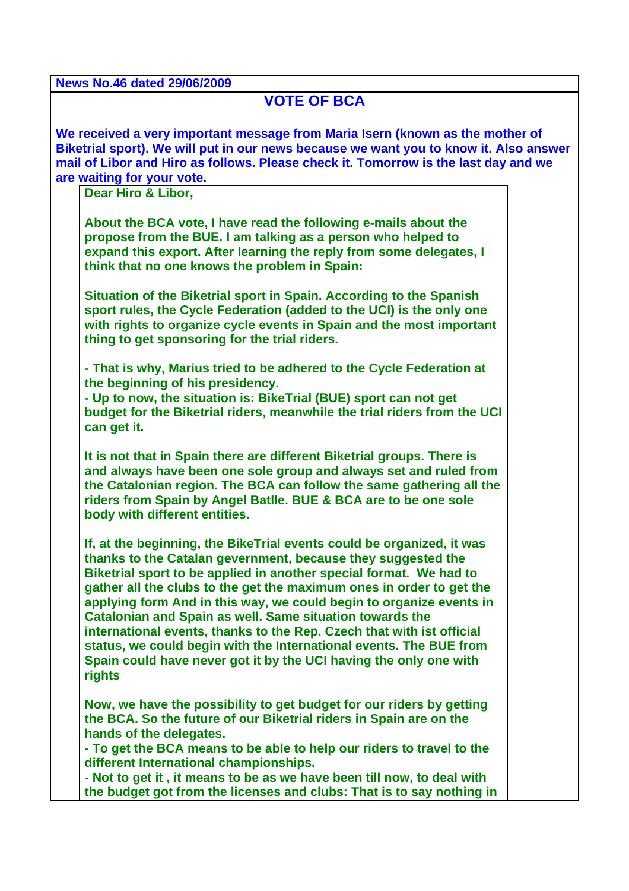**News No.46 dated 29/06/2009**

## VOTE OF BCA

**We received a very important message from Maria Isern (known as the mother of Biketrial sport). We will put in our news because we want you to know it. Also answer mail of Libor and Hiro as follows. Please check it. Tomorrow is the last day and we are waiting for your vote.**

> **Dear Hiro & Libor,**
>
> **About the BCA vote, I have read the following e-mails about the propose from the BUE. I am talking as a person who helped to expand this export. After learning the reply from some delegates, I think that no one knows the problem in Spain:**
>
> **Situation of the Biketrial sport in Spain. According to the Spanish sport rules, the Cycle Federation (added to the UCI) is the only one with rights to organize cycle events in Spain and the most important thing to get sponsoring for the trial riders.**
>
> **- That is why, Marius tried to be adhered to the Cycle Federation at the beginning of his presidency.**
> **- Up to now, the situation is: BikeTrial (BUE) sport can not get budget for the Biketrial riders, meanwhile the trial riders from the UCI can get it.**
>
> **It is not that in Spain there are different Biketrial groups. There is and always have been one sole group and always set and ruled from the Catalonian region. The BCA can follow the same gathering all the riders from Spain by Angel Batlle. BUE & BCA are to be one sole body with different entities.**
>
> **If, at the beginning, the BikeTrial events could be organized, it was thanks to the Catalan gevernment, because they suggested the Biketrial sport to be applied in another special format. We had to gather all the clubs to the get the maximum ones in order to get the applying form And in this way, we could begin to organize events in Catalonian and Spain as well. Same situation towards the international events, thanks to the Rep. Czech that with ist official status, we could begin with the International events. The BUE from Spain could have never got it by the UCI having the only one with rights**
>
> **Now, we have the possibility to get budget for our riders by getting the BCA. So the future of our Biketrial riders in Spain are on the hands of the delegates.**
> **- To get the BCA means to be able to help our riders to travel to the different International championships.**
> **- Not to get it , it means to be as we have been till now, to deal with the budget got from the licenses and clubs: That is to say nothing in**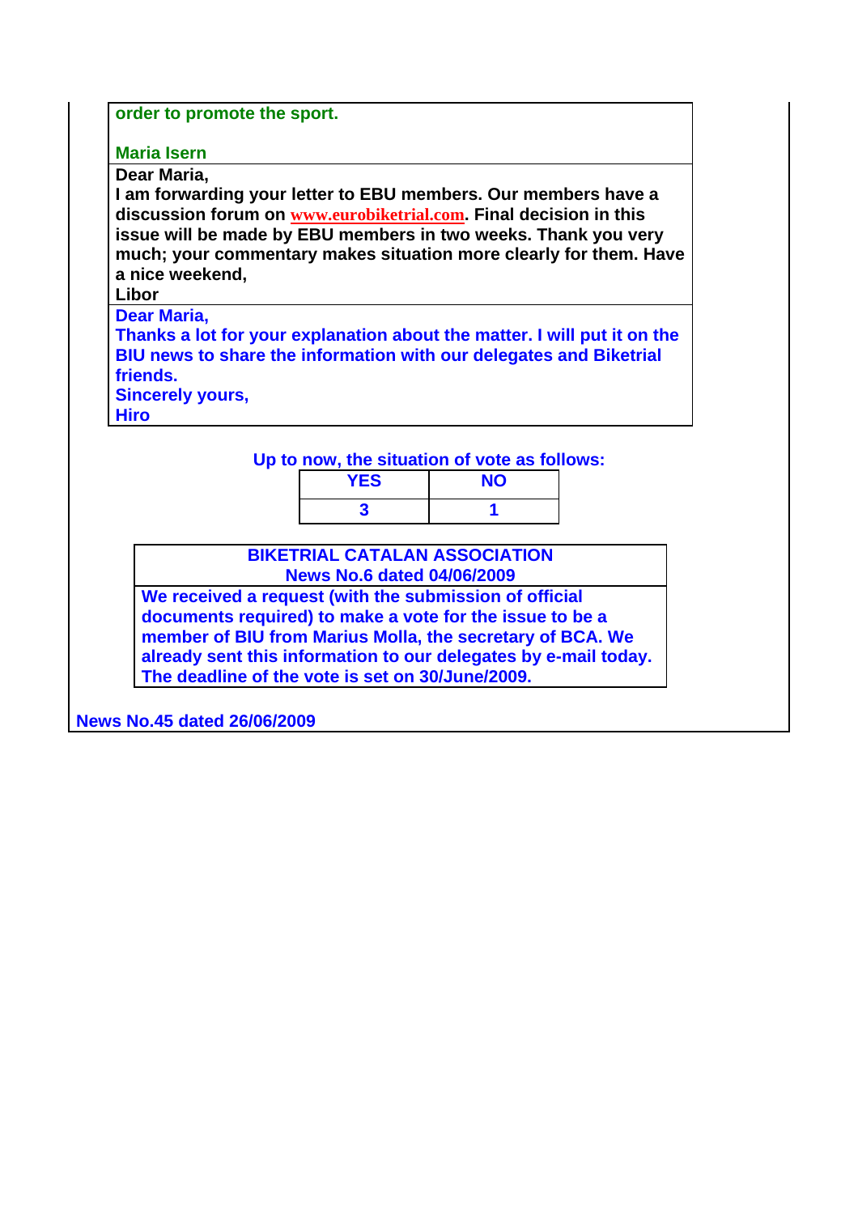**order to promote the sport.**

**Maria Isern**

**Dear Maria,**
**I am forwarding your letter to EBU members. Our members have a discussion forum on www.eurobiketrial.com. Final decision in this issue will be made by EBU members in two weeks. Thank you very much; your commentary makes situation more clearly for them. Have a nice weekend,**
**Libor**

**Dear Maria,**
**Thanks a lot for your explanation about the matter. I will put it on the BIU news to share the information with our delegates and Biketrial friends.**
**Sincerely yours,**
**Hiro**

**Up to now, the situation of vote as follows:**

| YES | NO |
|---|---|
| 3 | 1 |

**BIKETRIAL CATALAN ASSOCIATION**
**News No.6 dated 04/06/2009**

**We received a request (with the submission of official documents required) to make a vote for the issue to be a member of BIU from Marius Molla, the secretary of BCA. We already sent this information to our delegates by e-mail today. The deadline of the vote is set on 30/June/2009.**

**News No.45 dated 26/06/2009**